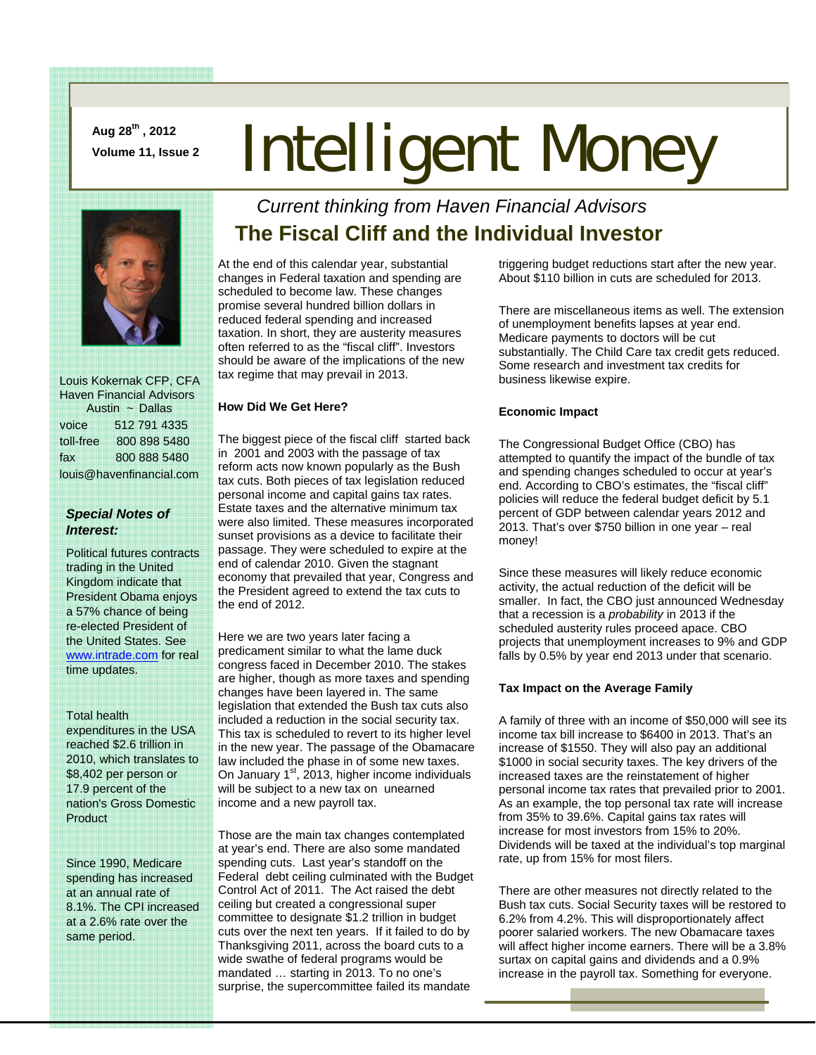Aug 28th, 2012

Volume 11, Issue 2

# Intelligent Money

*Current thinking from Haven Financial Advisors*

## The Fiscal Cliff and the Individual Investor

Louis Kokernak CFP, CFA
Haven Financial Advisors
Austin ~ Dallas

| | |
|---|---|
| voice | 512 791 4335 |
| toll-free | 800 898 5480 |
| fax | 800 888 5480 |

louis@havenfinancial.com

***Special Notes of Interest:***

Political futures contracts trading in the United Kingdom indicate that President Obama enjoys a 57% chance of being re-elected President of the United States. See www.intrade.com for real time updates.

Total health expenditures in the USA reached $2.6 trillion in 2010, which translates to $8,402 per person or 17.9 percent of the nation's Gross Domestic Product

Since 1990, Medicare spending has increased at an annual rate of 8.1%. The CPI increased at a 2.6% rate over the same period.

At the end of this calendar year, substantial changes in Federal taxation and spending are scheduled to become law. These changes promise several hundred billion dollars in reduced federal spending and increased taxation. In short, they are austerity measures often referred to as the "fiscal cliff". Investors should be aware of the implications of the new tax regime that may prevail in 2013.

**How Did We Get Here?**

The biggest piece of the fiscal cliff started back in 2001 and 2003 with the passage of tax reform acts now known popularly as the Bush tax cuts. Both pieces of tax legislation reduced personal income and capital gains tax rates. Estate taxes and the alternative minimum tax were also limited. These measures incorporated sunset provisions as a device to facilitate their passage. They were scheduled to expire at the end of calendar 2010. Given the stagnant economy that prevailed that year, Congress and the President agreed to extend the tax cuts to the end of 2012.

Here we are two years later facing a predicament similar to what the lame duck congress faced in December 2010. The stakes are higher, though as more taxes and spending changes have been layered in. The same legislation that extended the Bush tax cuts also included a reduction in the social security tax. This tax is scheduled to revert to its higher level in the new year. The passage of the Obamacare law included the phase in of some new taxes. On January 1st, 2013, higher income individuals will be subject to a new tax on unearned income and a new payroll tax.

Those are the main tax changes contemplated at year's end. There are also some mandated spending cuts. Last year's standoff on the Federal debt ceiling culminated with the Budget Control Act of 2011. The Act raised the debt ceiling but created a congressional super committee to designate $1.2 trillion in budget cuts over the next ten years. If it failed to do by Thanksgiving 2011, across the board cuts to a wide swathe of federal programs would be mandated … starting in 2013. To no one's surprise, the supercommittee failed its mandate triggering budget reductions start after the new year. About $110 billion in cuts are scheduled for 2013.

There are miscellaneous items as well. The extension of unemployment benefits lapses at year end. Medicare payments to doctors will be cut substantially. The Child Care tax credit gets reduced. Some research and investment tax credits for business likewise expire.

**Economic Impact**

The Congressional Budget Office (CBO) has attempted to quantify the impact of the bundle of tax and spending changes scheduled to occur at year's end. According to CBO's estimates, the "fiscal cliff" policies will reduce the federal budget deficit by 5.1 percent of GDP between calendar years 2012 and 2013. That's over $750 billion in one year – real money!

Since these measures will likely reduce economic activity, the actual reduction of the deficit will be smaller. In fact, the CBO just announced Wednesday that a recession is a *probability* in 2013 if the scheduled austerity rules proceed apace. CBO projects that unemployment increases to 9% and GDP falls by 0.5% by year end 2013 under that scenario.

**Tax Impact on the Average Family**

A family of three with an income of $50,000 will see its income tax bill increase to $6400 in 2013. That's an increase of $1550. They will also pay an additional $1000 in social security taxes. The key drivers of the increased taxes are the reinstatement of higher personal income tax rates that prevailed prior to 2001. As an example, the top personal tax rate will increase from 35% to 39.6%. Capital gains tax rates will increase for most investors from 15% to 20%. Dividends will be taxed at the individual's top marginal rate, up from 15% for most filers.

There are other measures not directly related to the Bush tax cuts. Social Security taxes will be restored to 6.2% from 4.2%. This will disproportionately affect poorer salaried workers. The new Obamacare taxes will affect higher income earners. There will be a 3.8% surtax on capital gains and dividends and a 0.9% increase in the payroll tax. Something for everyone.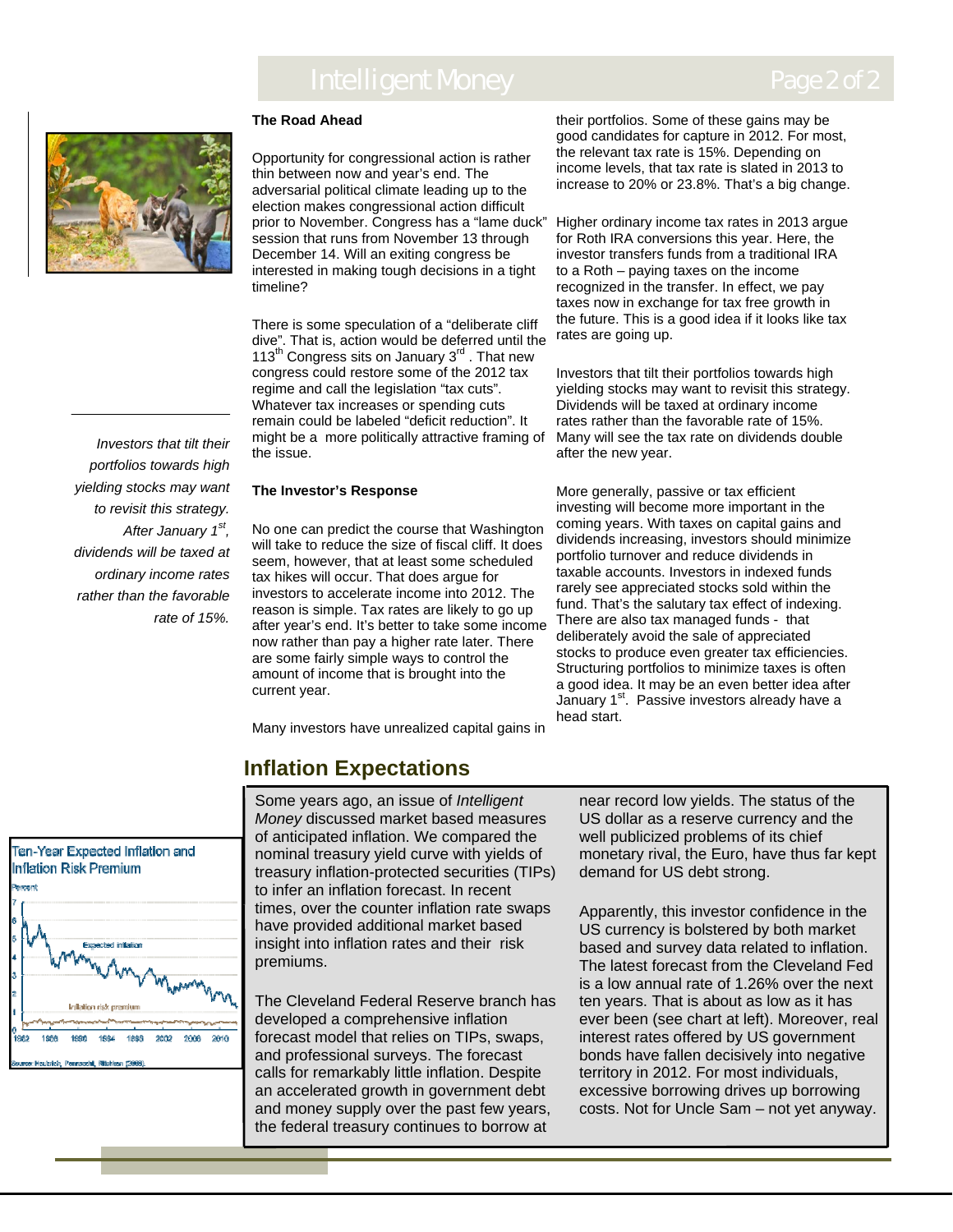### The Road Ahead

Opportunity for congressional action is rather thin between now and year's end. The adversarial political climate leading up to the election makes congressional action difficult prior to November. Congress has a "lame duck" session that runs from November 13 through December 14. Will an exiting congress be interested in making tough decisions in a tight timeline?

There is some speculation of a "deliberate cliff dive". That is, action would be deferred until the 113th Congress sits on January 3rd. That new congress could restore some of the 2012 tax regime and call the legislation "tax cuts". Whatever tax increases or spending cuts remain could be labeled "deficit reduction". It might be a more politically attractive framing of the issue.

### The Investor's Response

No one can predict the course that Washington will take to reduce the size of fiscal cliff. It does seem, however, that at least some scheduled tax hikes will occur. That does argue for investors to accelerate income into 2012. The reason is simple. Tax rates are likely to go up after year's end. It's better to take some income now rather than pay a higher rate later. There are some fairly simple ways to control the amount of income that is brought into the current year.

Many investors have unrealized capital gains in their portfolios. Some of these gains may be good candidates for capture in 2012. For most, the relevant tax rate is 15%. Depending on income levels, that tax rate is slated in 2013 to increase to 20% or 23.8%. That's a big change.

Higher ordinary income tax rates in 2013 argue for Roth IRA conversions this year. Here, the investor transfers funds from a traditional IRA to a Roth – paying taxes on the income recognized in the transfer. In effect, we pay taxes now in exchange for tax free growth in the future. This is a good idea if it looks like tax rates are going up.

Investors that tilt their portfolios towards high yielding stocks may want to revisit this strategy. Dividends will be taxed at ordinary income rates rather than the favorable rate of 15%. Many will see the tax rate on dividends double after the new year.

*Investors that tilt their portfolios towards high yielding stocks may want to revisit this strategy. After January 1st, dividends will be taxed at ordinary income rates rather than the favorable rate of 15%.*

More generally, passive or tax efficient investing will become more important in the coming years. With taxes on capital gains and dividends increasing, investors should minimize portfolio turnover and reduce dividends in taxable accounts. Investors in indexed funds rarely see appreciated stocks sold within the fund. That's the salutary tax effect of indexing. There are also tax managed funds - that deliberately avoid the sale of appreciated stocks to produce even greater tax efficiencies. Structuring portfolios to minimize taxes is often a good idea. It may be an even better idea after January 1st. Passive investors already have a head start.

## Inflation Expectations

Some years ago, an issue of *Intelligent Money* discussed market based measures of anticipated inflation. We compared the nominal treasury yield curve with yields of treasury inflation-protected securities (TIPs) to infer an inflation forecast. In recent times, over the counter inflation rate swaps have provided additional market based insight into inflation rates and their risk premiums.

The Cleveland Federal Reserve branch has developed a comprehensive inflation forecast model that relies on TIPs, swaps, and professional surveys. The forecast calls for remarkably little inflation. Despite an accelerated growth in government debt and money supply over the past few years, the federal treasury continues to borrow at near record low yields. The status of the US dollar as a reserve currency and the well publicized problems of its chief monetary rival, the Euro, have thus far kept demand for US debt strong.

Apparently, this investor confidence in the US currency is bolstered by both market based and survey data related to inflation. The latest forecast from the Cleveland Fed is a low annual rate of 1.26% over the next ten years. That is about as low as it has ever been (see chart at left). Moreover, real interest rates offered by US government bonds have fallen decisively into negative territory in 2012. For most individuals, excessive borrowing drives up borrowing costs. Not for Uncle Sam – not yet anyway.

Ten-Year Expected Inflation and Inflation Risk Premium

Percent

Expected inflation

Inflation risk premium

1982 1986 1990 1994 1998 2002 2006 2010

Source: Haubrich, Pennacchi, Ritchken (2008).